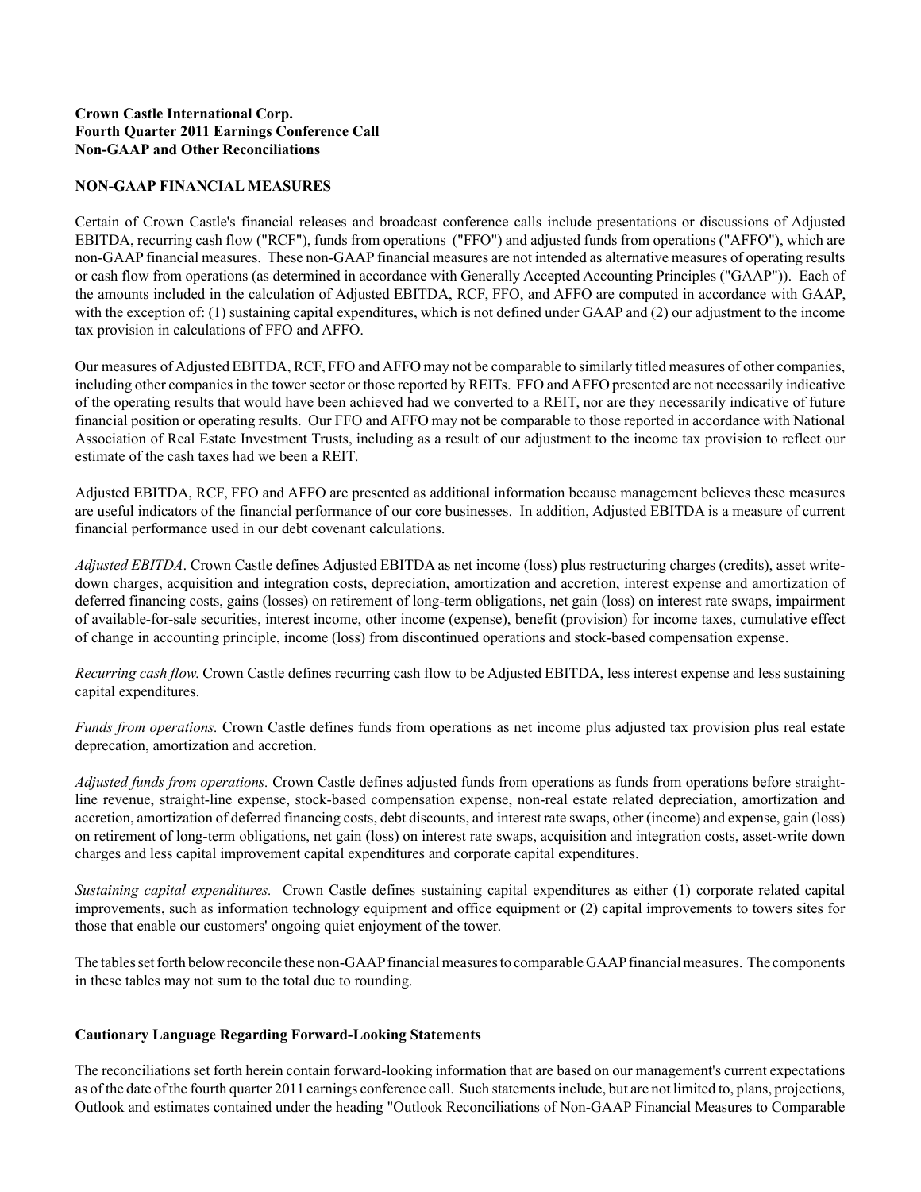**Crown Castle International Corp.**
**Fourth Quarter 2011 Earnings Conference Call**
**Non-GAAP and Other Reconciliations**

## NON-GAAP FINANCIAL MEASURES

Certain of Crown Castle's financial releases and broadcast conference calls include presentations or discussions of Adjusted EBITDA, recurring cash flow ("RCF"), funds from operations ("FFO") and adjusted funds from operations ("AFFO"), which are non-GAAP financial measures. These non-GAAP financial measures are not intended as alternative measures of operating results or cash flow from operations (as determined in accordance with Generally Accepted Accounting Principles ("GAAP")). Each of the amounts included in the calculation of Adjusted EBITDA, RCF, FFO, and AFFO are computed in accordance with GAAP, with the exception of: (1) sustaining capital expenditures, which is not defined under GAAP and (2) our adjustment to the income tax provision in calculations of FFO and AFFO.

Our measures of Adjusted EBITDA, RCF, FFO and AFFO may not be comparable to similarly titled measures of other companies, including other companies in the tower sector or those reported by REITs. FFO and AFFO presented are not necessarily indicative of the operating results that would have been achieved had we converted to a REIT, nor are they necessarily indicative of future financial position or operating results. Our FFO and AFFO may not be comparable to those reported in accordance with National Association of Real Estate Investment Trusts, including as a result of our adjustment to the income tax provision to reflect our estimate of the cash taxes had we been a REIT.

Adjusted EBITDA, RCF, FFO and AFFO are presented as additional information because management believes these measures are useful indicators of the financial performance of our core businesses. In addition, Adjusted EBITDA is a measure of current financial performance used in our debt covenant calculations.

*Adjusted EBITDA*. Crown Castle defines Adjusted EBITDA as net income (loss) plus restructuring charges (credits), asset write-down charges, acquisition and integration costs, depreciation, amortization and accretion, interest expense and amortization of deferred financing costs, gains (losses) on retirement of long-term obligations, net gain (loss) on interest rate swaps, impairment of available-for-sale securities, interest income, other income (expense), benefit (provision) for income taxes, cumulative effect of change in accounting principle, income (loss) from discontinued operations and stock-based compensation expense.

*Recurring cash flow.* Crown Castle defines recurring cash flow to be Adjusted EBITDA, less interest expense and less sustaining capital expenditures.

*Funds from operations.* Crown Castle defines funds from operations as net income plus adjusted tax provision plus real estate deprecation, amortization and accretion.

*Adjusted funds from operations.* Crown Castle defines adjusted funds from operations as funds from operations before straight-line revenue, straight-line expense, stock-based compensation expense, non-real estate related depreciation, amortization and accretion, amortization of deferred financing costs, debt discounts, and interest rate swaps, other (income) and expense, gain (loss) on retirement of long-term obligations, net gain (loss) on interest rate swaps, acquisition and integration costs, asset-write down charges and less capital improvement capital expenditures and corporate capital expenditures.

*Sustaining capital expenditures.* Crown Castle defines sustaining capital expenditures as either (1) corporate related capital improvements, such as information technology equipment and office equipment or (2) capital improvements to towers sites for those that enable our customers' ongoing quiet enjoyment of the tower.

The tables set forth below reconcile these non-GAAP financial measures to comparable GAAP financial measures. The components in these tables may not sum to the total due to rounding.

### Cautionary Language Regarding Forward-Looking Statements

The reconciliations set forth herein contain forward-looking information that are based on our management's current expectations as of the date of the fourth quarter 2011 earnings conference call. Such statements include, but are not limited to, plans, projections, Outlook and estimates contained under the heading "Outlook Reconciliations of Non-GAAP Financial Measures to Comparable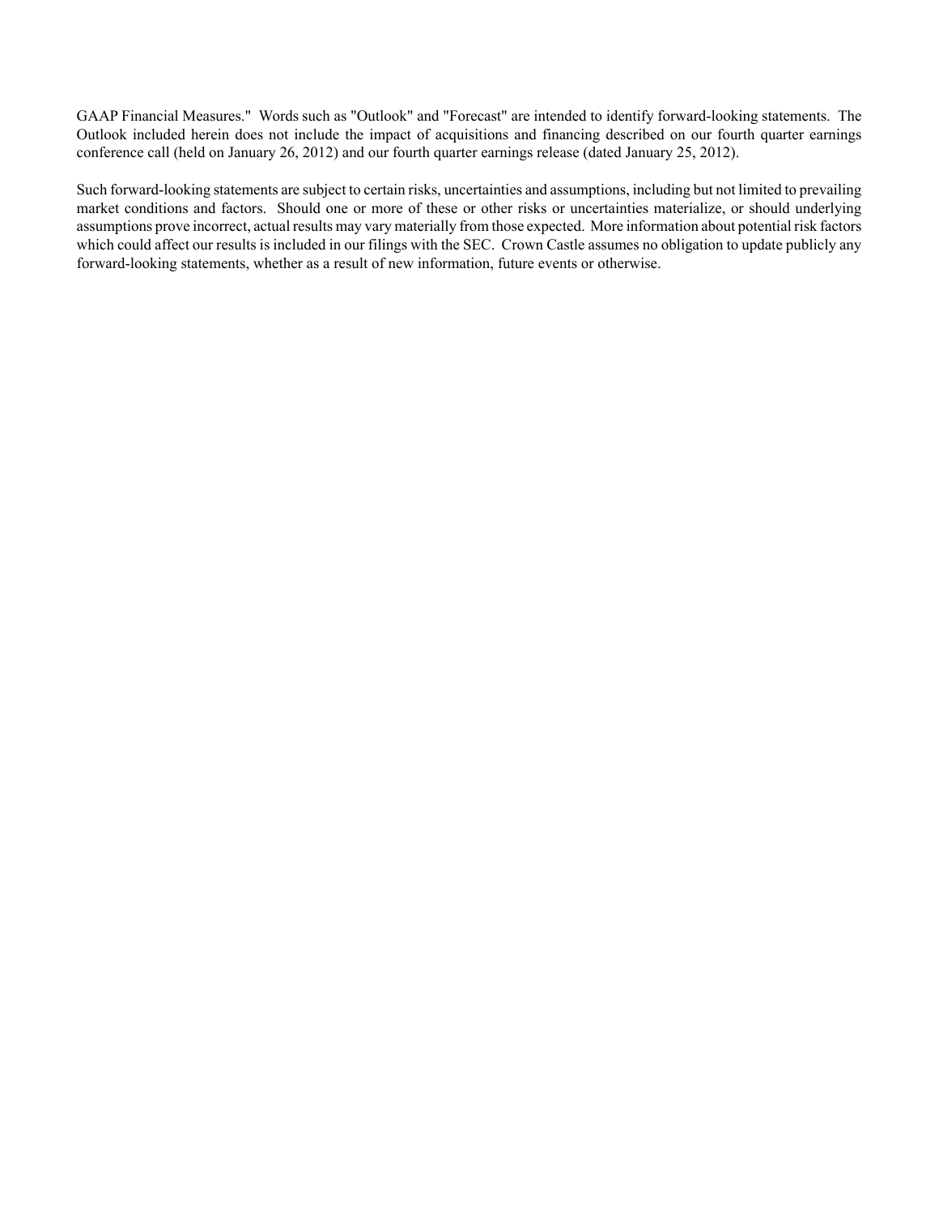GAAP Financial Measures." Words such as "Outlook" and "Forecast" are intended to identify forward-looking statements. The Outlook included herein does not include the impact of acquisitions and financing described on our fourth quarter earnings conference call (held on January 26, 2012) and our fourth quarter earnings release (dated January 25, 2012).

Such forward-looking statements are subject to certain risks, uncertainties and assumptions, including but not limited to prevailing market conditions and factors. Should one or more of these or other risks or uncertainties materialize, or should underlying assumptions prove incorrect, actual results may vary materially from those expected. More information about potential risk factors which could affect our results is included in our filings with the SEC. Crown Castle assumes no obligation to update publicly any forward-looking statements, whether as a result of new information, future events or otherwise.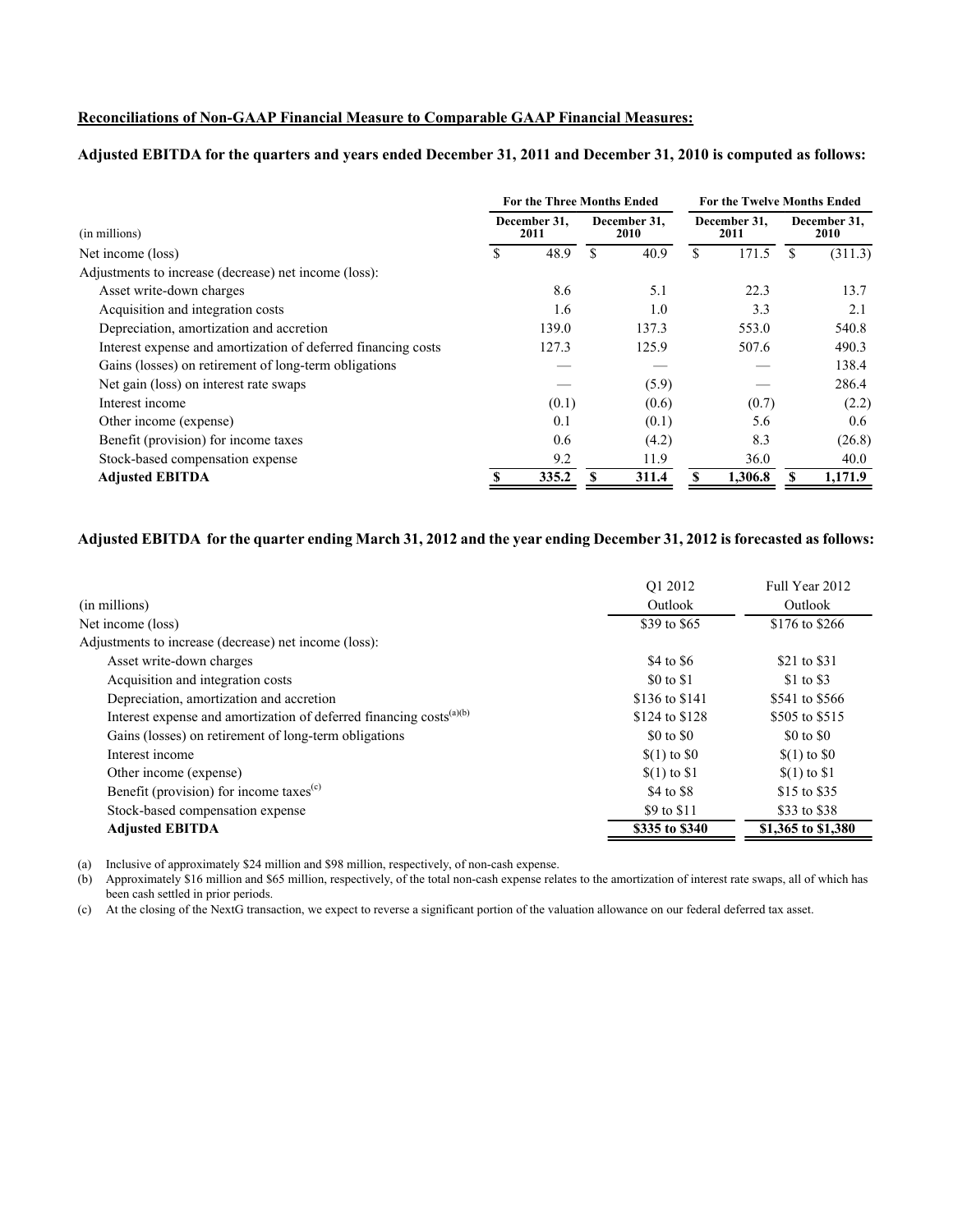**Reconciliations of Non-GAAP Financial Measure to Comparable GAAP Financial Measures:**

**Adjusted EBITDA for the quarters and years ended December 31, 2011 and December 31, 2010 is computed as follows:**

| (in millions) | For the Three Months Ended December 31, 2011 | For the Three Months Ended December 31, 2010 | For the Twelve Months Ended December 31, 2011 | For the Twelve Months Ended December 31, 2010 |
|---|---|---|---|---|
| Net income (loss) | $ 48.9 | $ 40.9 | $ 171.5 | $ (311.3) |
| Adjustments to increase (decrease) net income (loss): | | | | |
| Asset write-down charges | 8.6 | 5.1 | 22.3 | 13.7 |
| Acquisition and integration costs | 1.6 | 1.0 | 3.3 | 2.1 |
| Depreciation, amortization and accretion | 139.0 | 137.3 | 553.0 | 540.8 |
| Interest expense and amortization of deferred financing costs | 127.3 | 125.9 | 507.6 | 490.3 |
| Gains (losses) on retirement of long-term obligations | — | — | — | 138.4 |
| Net gain (loss) on interest rate swaps | — | (5.9) | — | 286.4 |
| Interest income | (0.1) | (0.6) | (0.7) | (2.2) |
| Other income (expense) | 0.1 | (0.1) | 5.6 | 0.6 |
| Benefit (provision) for income taxes | 0.6 | (4.2) | 8.3 | (26.8) |
| Stock-based compensation expense | 9.2 | 11.9 | 36.0 | 40.0 |
| **Adjusted EBITDA** | **$ 335.2** | **$ 311.4** | **$ 1,306.8** | **$ 1,171.9** |

**Adjusted EBITDA for the quarter ending March 31, 2012 and the year ending December 31, 2012 is forecasted as follows:**

| (in millions) | Q1 2012 Outlook | Full Year 2012 Outlook |
|---|---|---|
| Net income (loss) | $39 to $65 | $176 to $266 |
| Adjustments to increase (decrease) net income (loss): | | |
| Asset write-down charges | $4 to $6 | $21 to $31 |
| Acquisition and integration costs | $0 to $1 | $1 to $3 |
| Depreciation, amortization and accretion | $136 to $141 | $541 to $566 |
| Interest expense and amortization of deferred financing costs[(a)(b)] | $124 to $128 | $505 to $515 |
| Gains (losses) on retirement of long-term obligations | $0 to $0 | $0 to $0 |
| Interest income | $(1) to $0 | $(1) to $0 |
| Other income (expense) | $(1) to $1 | $(1) to $1 |
| Benefit (provision) for income taxes[(c)] | $4 to $8 | $15 to $35 |
| Stock-based compensation expense | $9 to $11 | $33 to $38 |
| **Adjusted EBITDA** | **$335 to $340** | **$1,365 to $1,380** |

(a) Inclusive of approximately $24 million and $98 million, respectively, of non-cash expense.

(b) Approximately $16 million and $65 million, respectively, of the total non-cash expense relates to the amortization of interest rate swaps, all of which has been cash settled in prior periods.

(c) At the closing of the NextG transaction, we expect to reverse a significant portion of the valuation allowance on our federal deferred tax asset.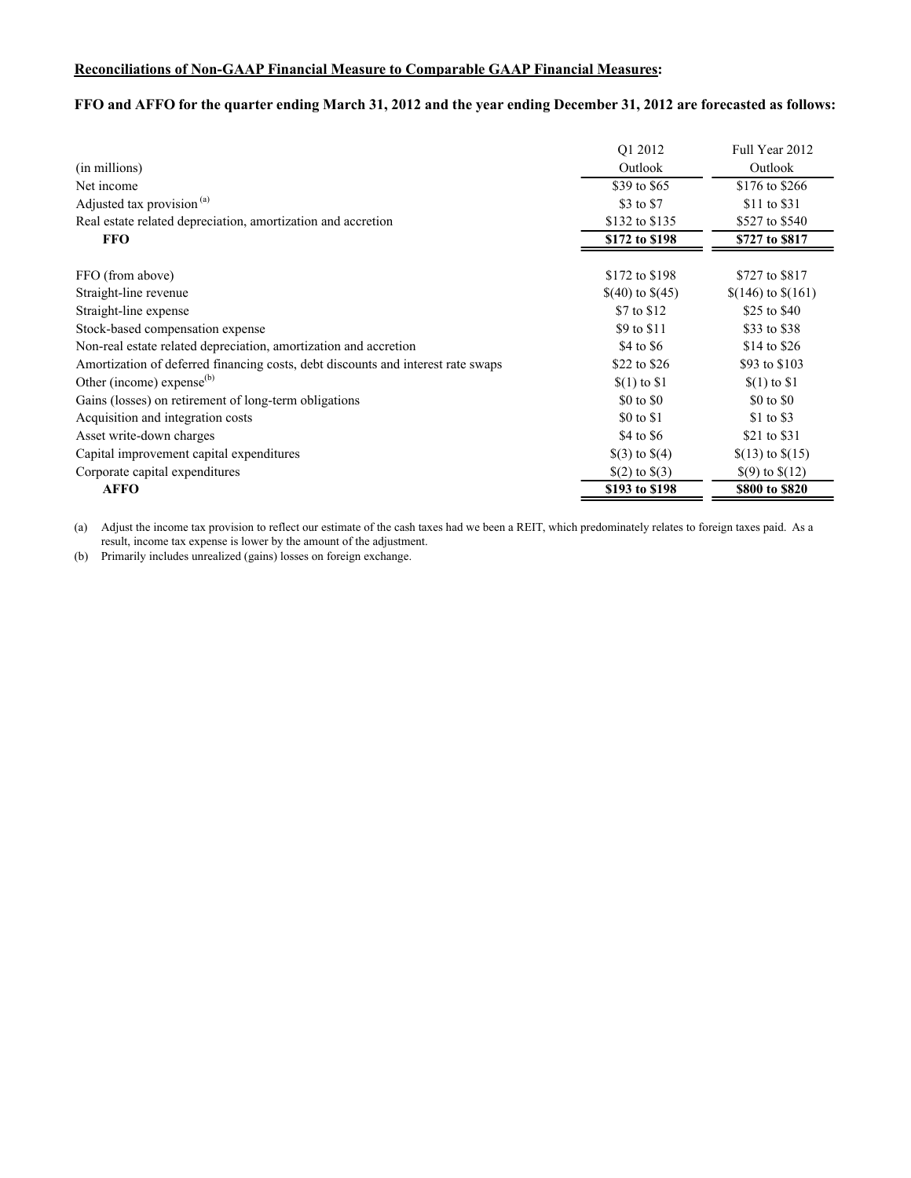**Reconciliations of Non-GAAP Financial Measure to Comparable GAAP Financial Measures:**

**FFO and AFFO for the quarter ending March 31, 2012 and the year ending December 31, 2012 are forecasted as follows:**

| (in millions) | Q1 2012 Outlook | Full Year 2012 Outlook |
|---|---|---|
| Net income | \$39 to \$65 | \$176 to \$266 |
| Adjusted tax provision [(a)] | \$3 to \$7 | \$11 to \$31 |
| Real estate related depreciation, amortization and accretion | \$132 to \$135 | \$527 to \$540 |
| **FFO** | **\$172 to \$198** | **\$727 to \$817** |
| | | |
| FFO (from above) | \$172 to \$198 | \$727 to \$817 |
| Straight-line revenue | \$(40) to \$(45) | \$(146) to \$(161) |
| Straight-line expense | \$7 to \$12 | \$25 to \$40 |
| Stock-based compensation expense | \$9 to \$11 | \$33 to \$38 |
| Non-real estate related depreciation, amortization and accretion | \$4 to \$6 | \$14 to \$26 |
| Amortization of deferred financing costs, debt discounts and interest rate swaps | \$22 to \$26 | \$93 to \$103 |
| Other (income) expense[(b)] | \$(1) to \$1 | \$(1) to \$1 |
| Gains (losses) on retirement of long-term obligations | \$0 to \$0 | \$0 to \$0 |
| Acquisition and integration costs | \$0 to \$1 | \$1 to \$3 |
| Asset write-down charges | \$4 to \$6 | \$21 to \$31 |
| Capital improvement capital expenditures | \$(3) to \$(4) | \$(13) to \$(15) |
| Corporate capital expenditures | \$(2) to \$(3) | \$(9) to \$(12) |
| **AFFO** | **\$193 to \$198** | **\$800 to \$820** |

(a) Adjust the income tax provision to reflect our estimate of the cash taxes had we been a REIT, which predominately relates to foreign taxes paid. As a result, income tax expense is lower by the amount of the adjustment.

(b) Primarily includes unrealized (gains) losses on foreign exchange.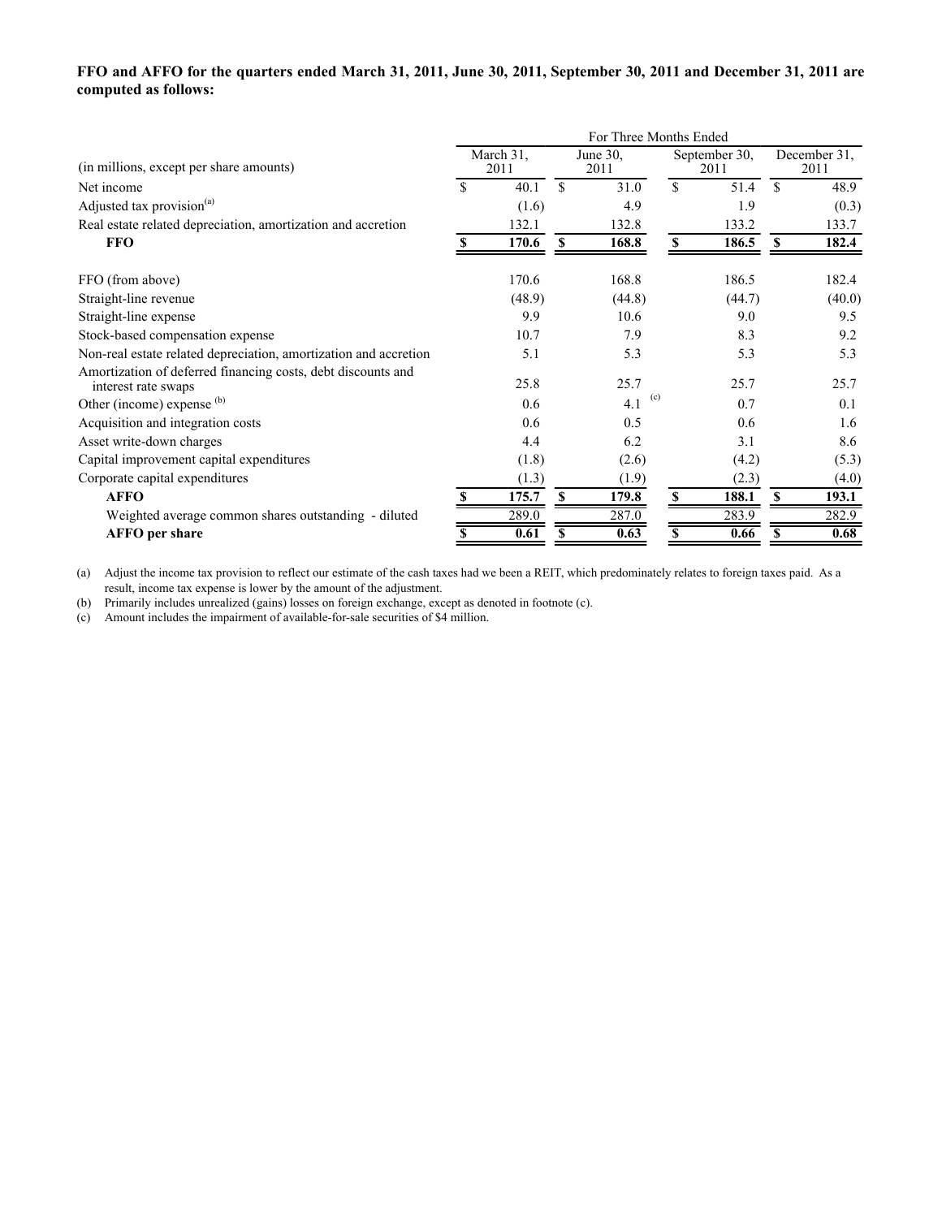**FFO and AFFO for the quarters ended March 31, 2011, June 30, 2011, September 30, 2011 and December 31, 2011 are computed as follows:**

| (in millions, except per share amounts) | For Three Months Ended | | | |
|---|---|---|---|---|
| | March 31, 2011 | June 30, 2011 | September 30, 2011 | December 31, 2011 |
| Net income | $ 40.1 | $ 31.0 | $ 51.4 | $ 48.9 |
| Adjusted tax provision[(a)] | (1.6) | 4.9 | 1.9 | (0.3) |
| Real estate related depreciation, amortization and accretion | 132.1 | 132.8 | 133.2 | 133.7 |
| **FFO** | **$ 170.6** | **$ 168.8** | **$ 186.5** | **$ 182.4** |
| | | | | |
| FFO (from above) | 170.6 | 168.8 | 186.5 | 182.4 |
| Straight-line revenue | (48.9) | (44.8) | (44.7) | (40.0) |
| Straight-line expense | 9.9 | 10.6 | 9.0 | 9.5 |
| Stock-based compensation expense | 10.7 | 7.9 | 8.3 | 9.2 |
| Non-real estate related depreciation, amortization and accretion | 5.1 | 5.3 | 5.3 | 5.3 |
| Amortization of deferred financing costs, debt discounts and interest rate swaps | 25.8 | 25.7 | 25.7 | 25.7 |
| Other (income) expense [(b)] | 0.6 | 4.1 [(c)] | 0.7 | 0.1 |
| Acquisition and integration costs | 0.6 | 0.5 | 0.6 | 1.6 |
| Asset write-down charges | 4.4 | 6.2 | 3.1 | 8.6 |
| Capital improvement capital expenditures | (1.8) | (2.6) | (4.2) | (5.3) |
| Corporate capital expenditures | (1.3) | (1.9) | (2.3) | (4.0) |
| **AFFO** | **$ 175.7** | **$ 179.8** | **$ 188.1** | **$ 193.1** |
| Weighted average common shares outstanding - diluted | 289.0 | 287.0 | 283.9 | 282.9 |
| **AFFO per share** | **$ 0.61** | **$ 0.63** | **$ 0.66** | **$ 0.68** |

(a) Adjust the income tax provision to reflect our estimate of the cash taxes had we been a REIT, which predominately relates to foreign taxes paid. As a result, income tax expense is lower by the amount of the adjustment.

(b) Primarily includes unrealized (gains) losses on foreign exchange, except as denoted in footnote (c).

(c) Amount includes the impairment of available-for-sale securities of $4 million.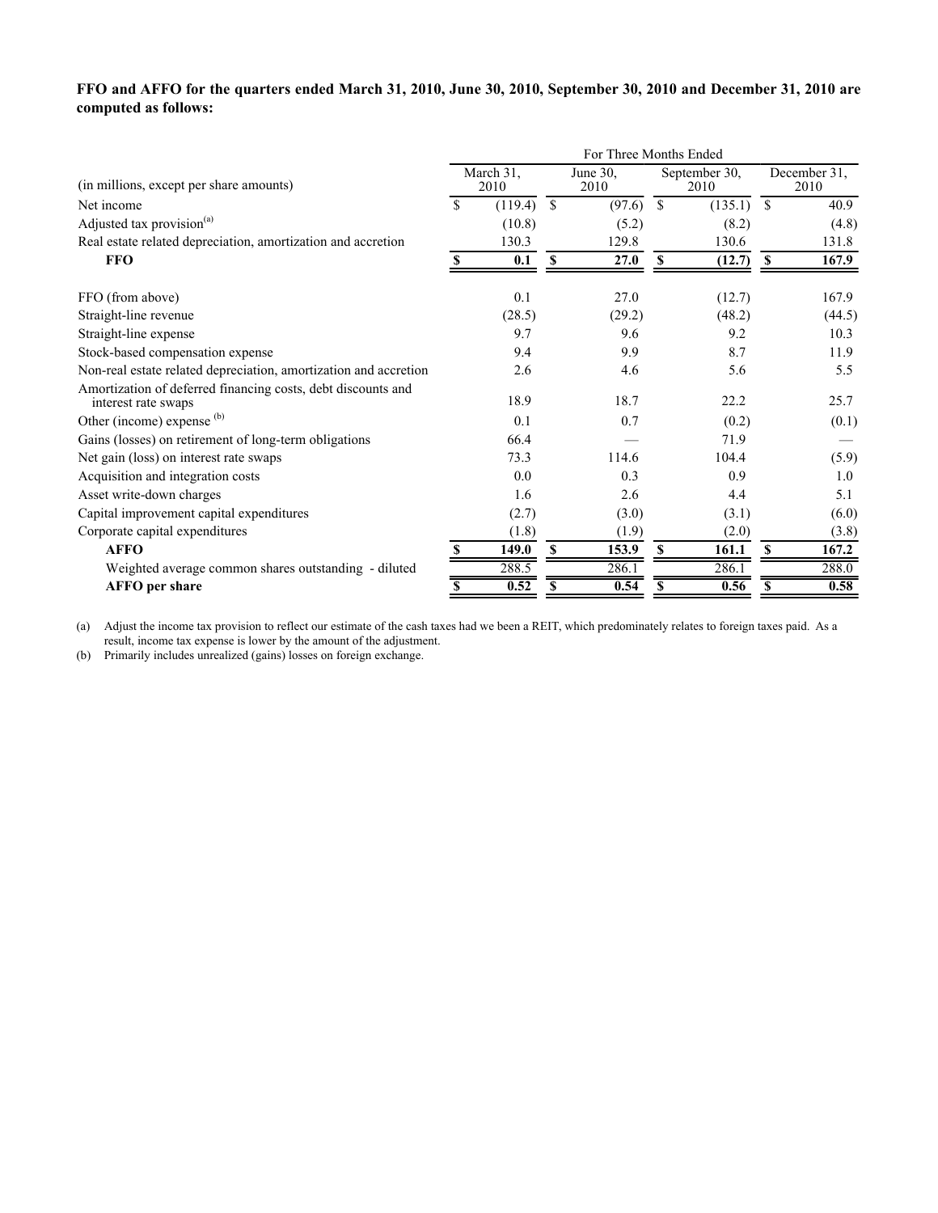**FFO and AFFO for the quarters ended March 31, 2010, June 30, 2010, September 30, 2010 and December 31, 2010 are computed as follows:**

| | For Three Months Ended | | | |
|---|---|---|---|---|
| (in millions, except per share amounts) | March 31, 2010 | June 30, 2010 | September 30, 2010 | December 31, 2010 |
| Net income | $ (119.4) | $ (97.6) | $ (135.1) | $ 40.9 |
| Adjusted tax provision[(a)] | (10.8) | (5.2) | (8.2) | (4.8) |
| Real estate related depreciation, amortization and accretion | 130.3 | 129.8 | 130.6 | 131.8 |
| **FFO** | **$ 0.1** | **$ 27.0** | **$ (12.7)** | **$ 167.9** |
| | | | | |
| FFO (from above) | 0.1 | 27.0 | (12.7) | 167.9 |
| Straight-line revenue | (28.5) | (29.2) | (48.2) | (44.5) |
| Straight-line expense | 9.7 | 9.6 | 9.2 | 10.3 |
| Stock-based compensation expense | 9.4 | 9.9 | 8.7 | 11.9 |
| Non-real estate related depreciation, amortization and accretion | 2.6 | 4.6 | 5.6 | 5.5 |
| Amortization of deferred financing costs, debt discounts and interest rate swaps | 18.9 | 18.7 | 22.2 | 25.7 |
| Other (income) expense [(b)] | 0.1 | 0.7 | (0.2) | (0.1) |
| Gains (losses) on retirement of long-term obligations | 66.4 | — | 71.9 | — |
| Net gain (loss) on interest rate swaps | 73.3 | 114.6 | 104.4 | (5.9) |
| Acquisition and integration costs | 0.0 | 0.3 | 0.9 | 1.0 |
| Asset write-down charges | 1.6 | 2.6 | 4.4 | 5.1 |
| Capital improvement capital expenditures | (2.7) | (3.0) | (3.1) | (6.0) |
| Corporate capital expenditures | (1.8) | (1.9) | (2.0) | (3.8) |
| **AFFO** | **$ 149.0** | **$ 153.9** | **$ 161.1** | **$ 167.2** |
| Weighted average common shares outstanding - diluted | 288.5 | 286.1 | 286.1 | 288.0 |
| **AFFO per share** | **$ 0.52** | **$ 0.54** | **$ 0.56** | **$ 0.58** |

(a) Adjust the income tax provision to reflect our estimate of the cash taxes had we been a REIT, which predominately relates to foreign taxes paid. As a result, income tax expense is lower by the amount of the adjustment.

(b) Primarily includes unrealized (gains) losses on foreign exchange.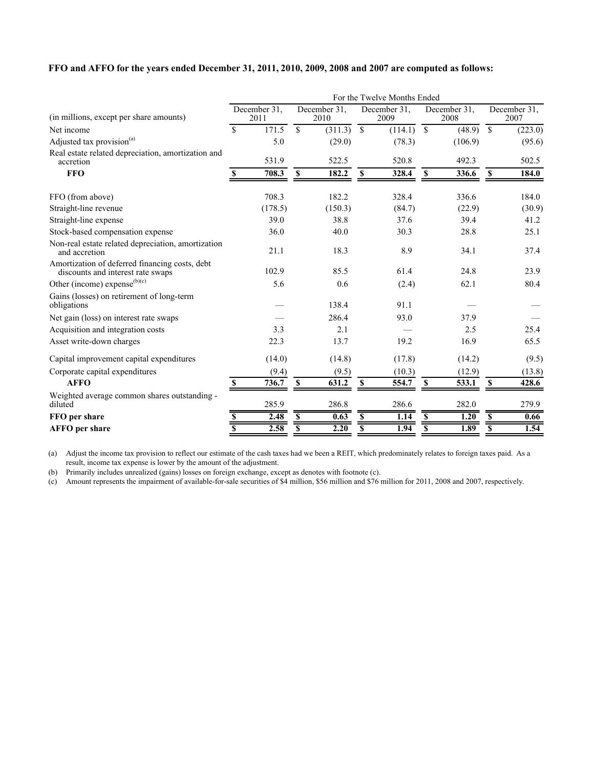**FFO and AFFO for the years ended December 31, 2011, 2010, 2009, 2008 and 2007 are computed as follows:**

| | For the Twelve Months Ended | | | | |
|---|---|---|---|---|---|
| (in millions, except per share amounts) | December 31, 2011 | December 31, 2010 | December 31, 2009 | December 31, 2008 | December 31, 2007 |
| Net income | $ 171.5 | $ (311.3) | $ (114.1) | $ (48.9) | $ (223.0) |
| Adjusted tax provision[(a)] | 5.0 | (29.0) | (78.3) | (106.9) | (95.6) |
| Real estate related depreciation, amortization and accretion | 531.9 | 522.5 | 520.8 | 492.3 | 502.5 |
| **FFO** | **$ 708.3** | **$ 182.2** | **$ 328.4** | **$ 336.6** | **$ 184.0** |
| FFO (from above) | 708.3 | 182.2 | 328.4 | 336.6 | 184.0 |
| Straight-line revenue | (178.5) | (150.3) | (84.7) | (22.9) | (30.9) |
| Straight-line expense | 39.0 | 38.8 | 37.6 | 39.4 | 41.2 |
| Stock-based compensation expense | 36.0 | 40.0 | 30.3 | 28.8 | 25.1 |
| Non-real estate related depreciation, amortization and accretion | 21.1 | 18.3 | 8.9 | 34.1 | 37.4 |
| Amortization of deferred financing costs, debt discounts and interest rate swaps | 102.9 | 85.5 | 61.4 | 24.8 | 23.9 |
| Other (income) expense[(b)(c)] | 5.6 | 0.6 | (2.4) | 62.1 | 80.4 |
| Gains (losses) on retirement of long-term obligations | — | 138.4 | 91.1 | — | — |
| Net gain (loss) on interest rate swaps | — | 286.4 | 93.0 | 37.9 | — |
| Acquisition and integration costs | 3.3 | 2.1 | — | 2.5 | 25.4 |
| Asset write-down charges | 22.3 | 13.7 | 19.2 | 16.9 | 65.5 |
| Capital improvement capital expenditures | (14.0) | (14.8) | (17.8) | (14.2) | (9.5) |
| Corporate capital expenditures | (9.4) | (9.5) | (10.3) | (12.9) | (13.8) |
| **AFFO** | **$ 736.7** | **$ 631.2** | **$ 554.7** | **$ 533.1** | **$ 428.6** |
| Weighted average common shares outstanding - diluted | 285.9 | 286.8 | 286.6 | 282.0 | 279.9 |
| **FFO per share** | **$ 2.48** | **$ 0.63** | **$ 1.14** | **$ 1.20** | **$ 0.66** |
| **AFFO per share** | **$ 2.58** | **$ 2.20** | **$ 1.94** | **$ 1.89** | **$ 1.54** |

(a) Adjust the income tax provision to reflect our estimate of the cash taxes had we been a REIT, which predominately relates to foreign taxes paid. As a result, income tax expense is lower by the amount of the adjustment.

(b) Primarily includes unrealized (gains) losses on foreign exchange, except as denotes with footnote (c).

(c) Amount represents the impairment of available-for-sale securities of $4 million, $56 million and $76 million for 2011, 2008 and 2007, respectively.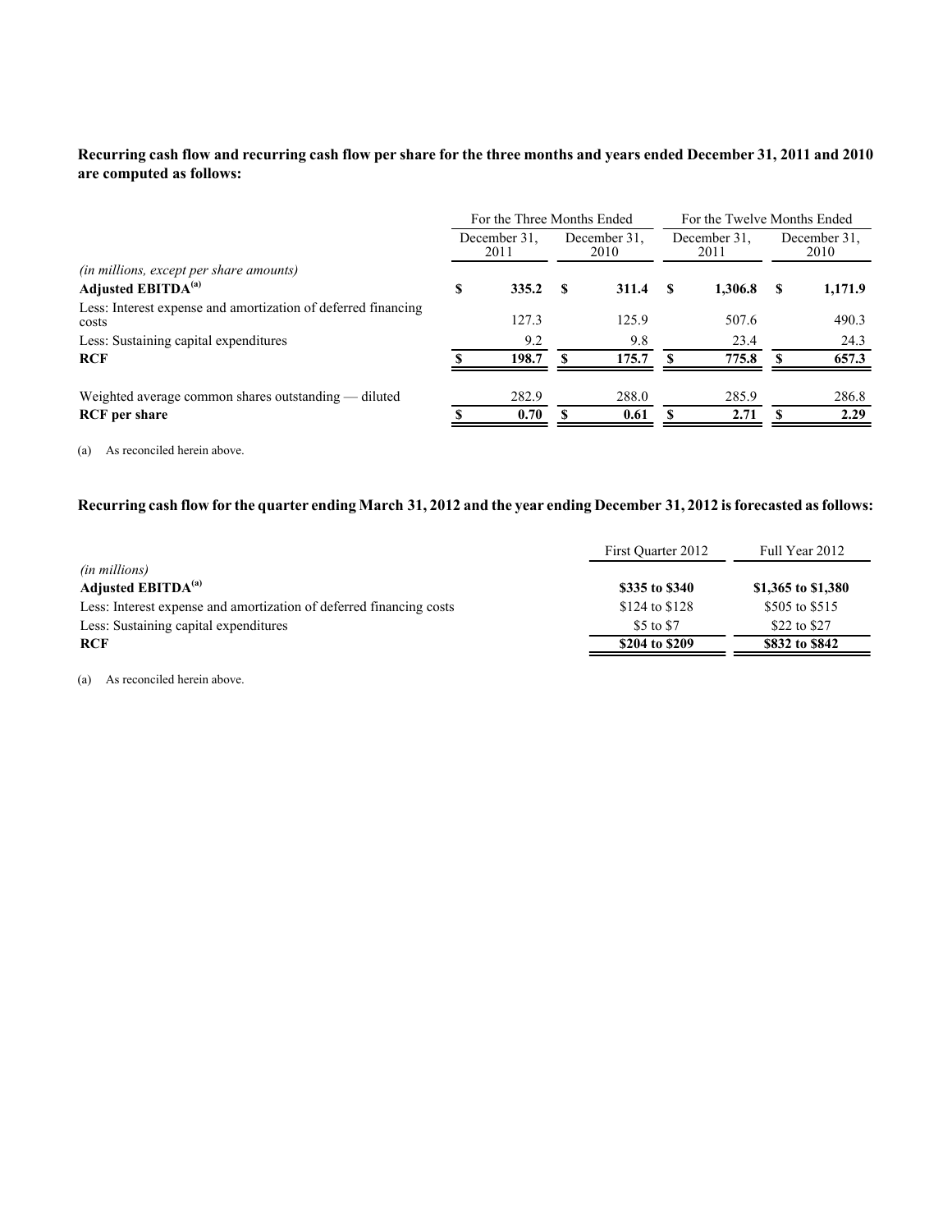**Recurring cash flow and recurring cash flow per share for the three months and years ended December 31, 2011 and 2010 are computed as follows:**

| | For the Three Months Ended | | For the Twelve Months Ended | |
|---|---|---|---|---|
| | December 31, 2011 | December 31, 2010 | December 31, 2011 | December 31, 2010 |
| *(in millions, except per share amounts)* | | | | |
| **Adjusted EBITDA[(a)]** | **$ 335.2** | **$ 311.4** | **$ 1,306.8** | **$ 1,171.9** |
| Less: Interest expense and amortization of deferred financing costs | 127.3 | 125.9 | 507.6 | 490.3 |
| Less: Sustaining capital expenditures | 9.2 | 9.8 | 23.4 | 24.3 |
| **RCF** | **$ 198.7** | **$ 175.7** | **$ 775.8** | **$ 657.3** |
| Weighted average common shares outstanding — diluted | 282.9 | 288.0 | 285.9 | 286.8 |
| **RCF per share** | **$ 0.70** | **$ 0.61** | **$ 2.71** | **$ 2.29** |

(a) As reconciled herein above.

**Recurring cash flow for the quarter ending March 31, 2012 and the year ending December 31, 2012 is forecasted as follows:**

| | First Quarter 2012 | Full Year 2012 |
|---|---|---|
| *(in millions)* | | |
| **Adjusted EBITDA[(a)]** | **$335 to $340** | **$1,365 to $1,380** |
| Less: Interest expense and amortization of deferred financing costs | $124 to $128 | $505 to $515 |
| Less: Sustaining capital expenditures | $5 to $7 | $22 to $27 |
| **RCF** | **$204 to $209** | **$832 to $842** |

(a) As reconciled herein above.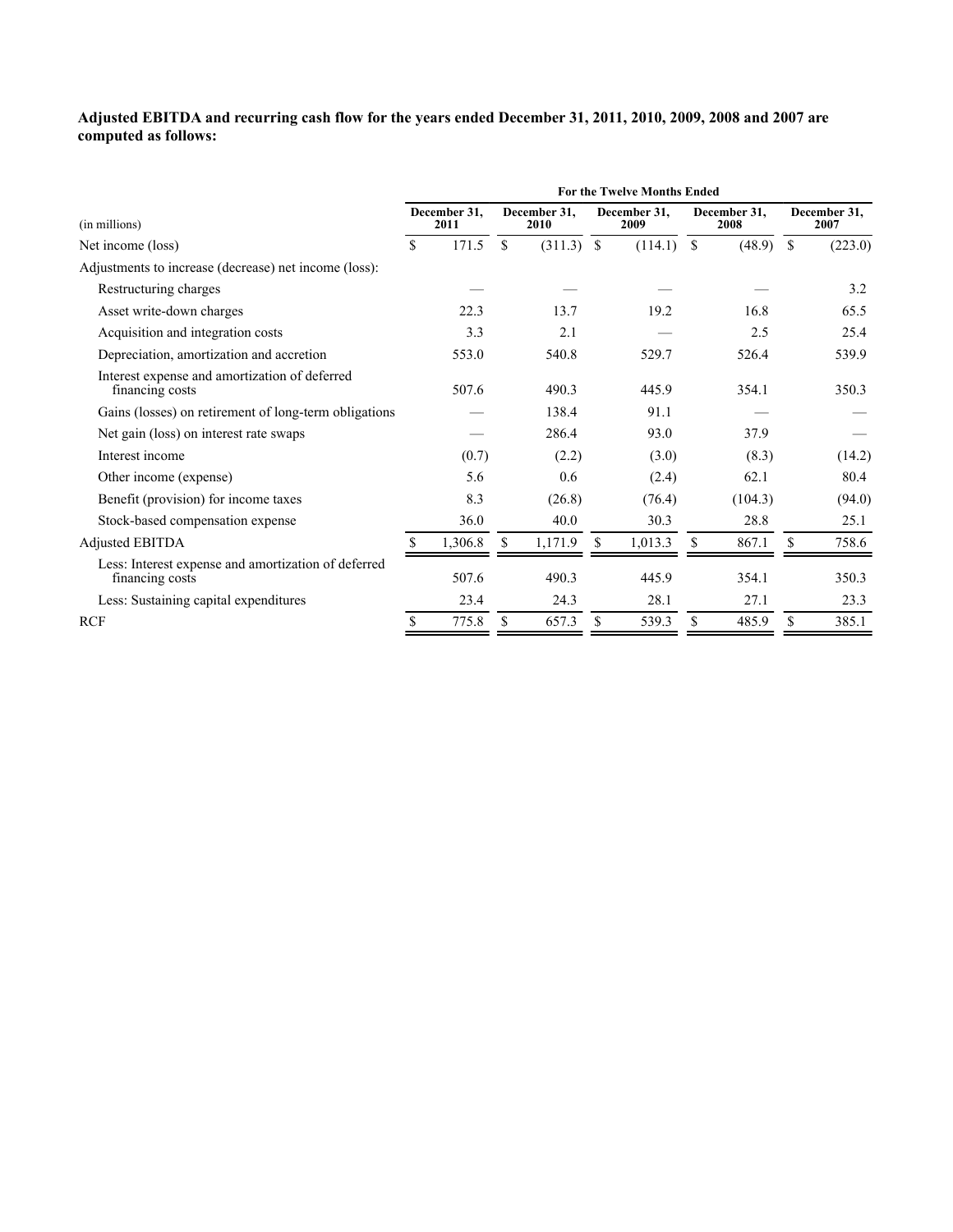**Adjusted EBITDA and recurring cash flow for the years ended December 31, 2011, 2010, 2009, 2008 and 2007 are computed as follows:**

| | For the Twelve Months Ended | | | | |
|---|---|---|---|---|---|
| (in millions) | December 31, 2011 | December 31, 2010 | December 31, 2009 | December 31, 2008 | December 31, 2007 |
| Net income (loss) | $ 171.5 | $ (311.3) | $ (114.1) | $ (48.9) | $ (223.0) |
| Adjustments to increase (decrease) net income (loss): | | | | | |
| Restructuring charges | — | — | — | — | 3.2 |
| Asset write-down charges | 22.3 | 13.7 | 19.2 | 16.8 | 65.5 |
| Acquisition and integration costs | 3.3 | 2.1 | — | 2.5 | 25.4 |
| Depreciation, amortization and accretion | 553.0 | 540.8 | 529.7 | 526.4 | 539.9 |
| Interest expense and amortization of deferred financing costs | 507.6 | 490.3 | 445.9 | 354.1 | 350.3 |
| Gains (losses) on retirement of long-term obligations | — | 138.4 | 91.1 | — | — |
| Net gain (loss) on interest rate swaps | — | 286.4 | 93.0 | 37.9 | — |
| Interest income | (0.7) | (2.2) | (3.0) | (8.3) | (14.2) |
| Other income (expense) | 5.6 | 0.6 | (2.4) | 62.1 | 80.4 |
| Benefit (provision) for income taxes | 8.3 | (26.8) | (76.4) | (104.3) | (94.0) |
| Stock-based compensation expense | 36.0 | 40.0 | 30.3 | 28.8 | 25.1 |
| Adjusted EBITDA | $ 1,306.8 | $ 1,171.9 | $ 1,013.3 | $ 867.1 | $ 758.6 |
| Less: Interest expense and amortization of deferred financing costs | 507.6 | 490.3 | 445.9 | 354.1 | 350.3 |
| Less: Sustaining capital expenditures | 23.4 | 24.3 | 28.1 | 27.1 | 23.3 |
| RCF | $ 775.8 | $ 657.3 | $ 539.3 | $ 485.9 | $ 385.1 |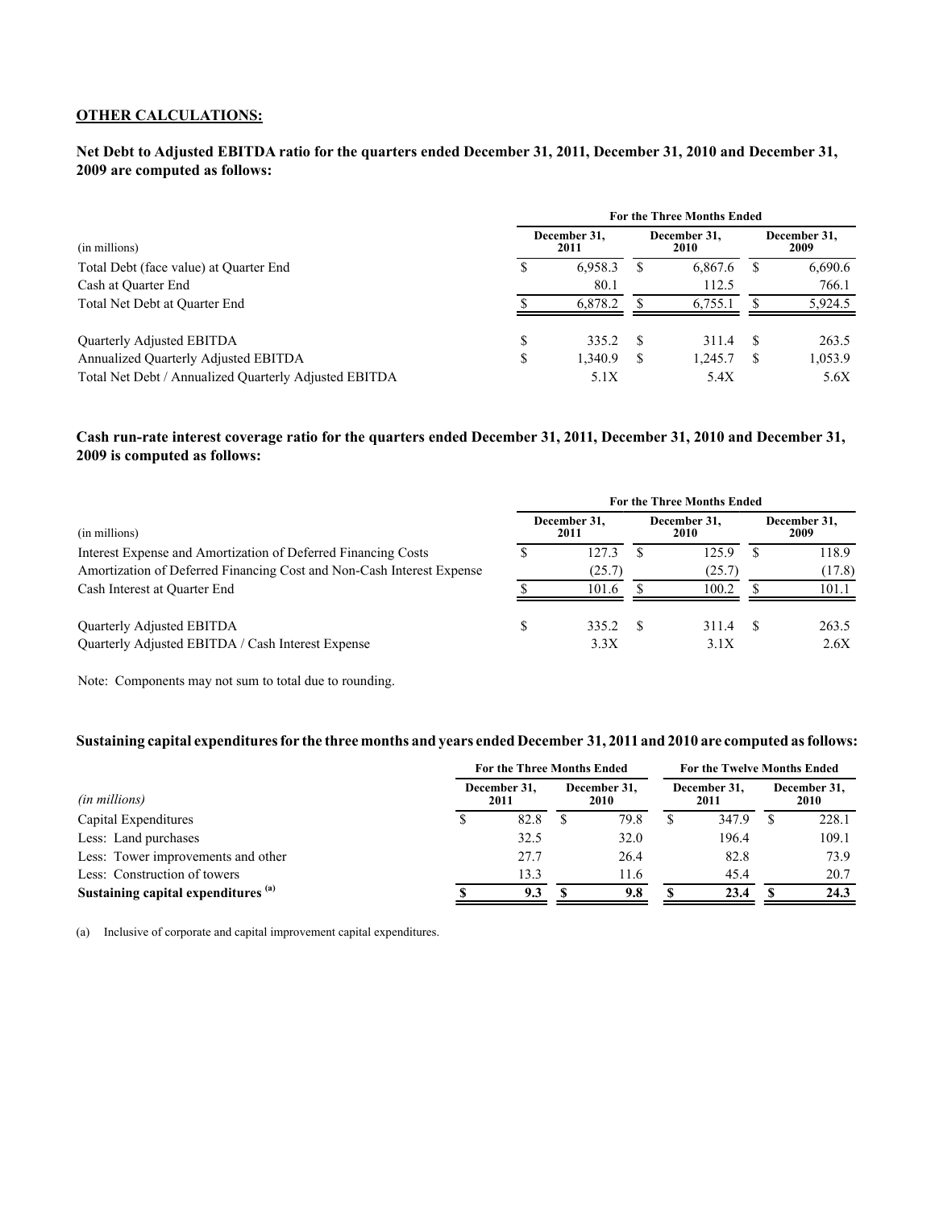**OTHER CALCULATIONS:**

**Net Debt to Adjusted EBITDA ratio for the quarters ended December 31, 2011, December 31, 2010 and December 31, 2009 are computed as follows:**

| | For the Three Months Ended | | |
|---|---|---|---|
| (in millions) | December 31, 2011 | December 31, 2010 | December 31, 2009 |
| Total Debt (face value) at Quarter End | $ 6,958.3 | $ 6,867.6 | $ 6,690.6 |
| Cash at Quarter End | 80.1 | 112.5 | 766.1 |
| Total Net Debt at Quarter End | $ 6,878.2 | $ 6,755.1 | $ 5,924.5 |
| Quarterly Adjusted EBITDA | $ 335.2 | $ 311.4 | $ 263.5 |
| Annualized Quarterly Adjusted EBITDA | $ 1,340.9 | $ 1,245.7 | $ 1,053.9 |
| Total Net Debt / Annualized Quarterly Adjusted EBITDA | 5.1X | 5.4X | 5.6X |

**Cash run-rate interest coverage ratio for the quarters ended December 31, 2011, December 31, 2010 and December 31, 2009 is computed as follows:**

| | For the Three Months Ended | | |
|---|---|---|---|
| (in millions) | December 31, 2011 | December 31, 2010 | December 31, 2009 |
| Interest Expense and Amortization of Deferred Financing Costs | $ 127.3 | $ 125.9 | $ 118.9 |
| Amortization of Deferred Financing Cost and Non-Cash Interest Expense | (25.7) | (25.7) | (17.8) |
| Cash Interest at Quarter End | $ 101.6 | $ 100.2 | $ 101.1 |
| Quarterly Adjusted EBITDA | $ 335.2 | $ 311.4 | $ 263.5 |
| Quarterly Adjusted EBITDA / Cash Interest Expense | 3.3X | 3.1X | 2.6X |

Note: Components may not sum to total due to rounding.

**Sustaining capital expenditures for the three months and years ended December 31, 2011 and 2010 are computed as follows:**

| | For the Three Months Ended | | For the Twelve Months Ended | |
|---|---|---|---|---|
| *(in millions)* | December 31, 2011 | December 31, 2010 | December 31, 2011 | December 31, 2010 |
| Capital Expenditures | $ 82.8 | $ 79.8 | $ 347.9 | $ 228.1 |
| Less: Land purchases | 32.5 | 32.0 | 196.4 | 109.1 |
| Less: Tower improvements and other | 27.7 | 26.4 | 82.8 | 73.9 |
| Less: Construction of towers | 13.3 | 11.6 | 45.4 | 20.7 |
| **Sustaining capital expenditures [(a)]** | **$ 9.3** | **$ 9.8** | **$ 23.4** | **$ 24.3** |

(a) Inclusive of corporate and capital improvement capital expenditures.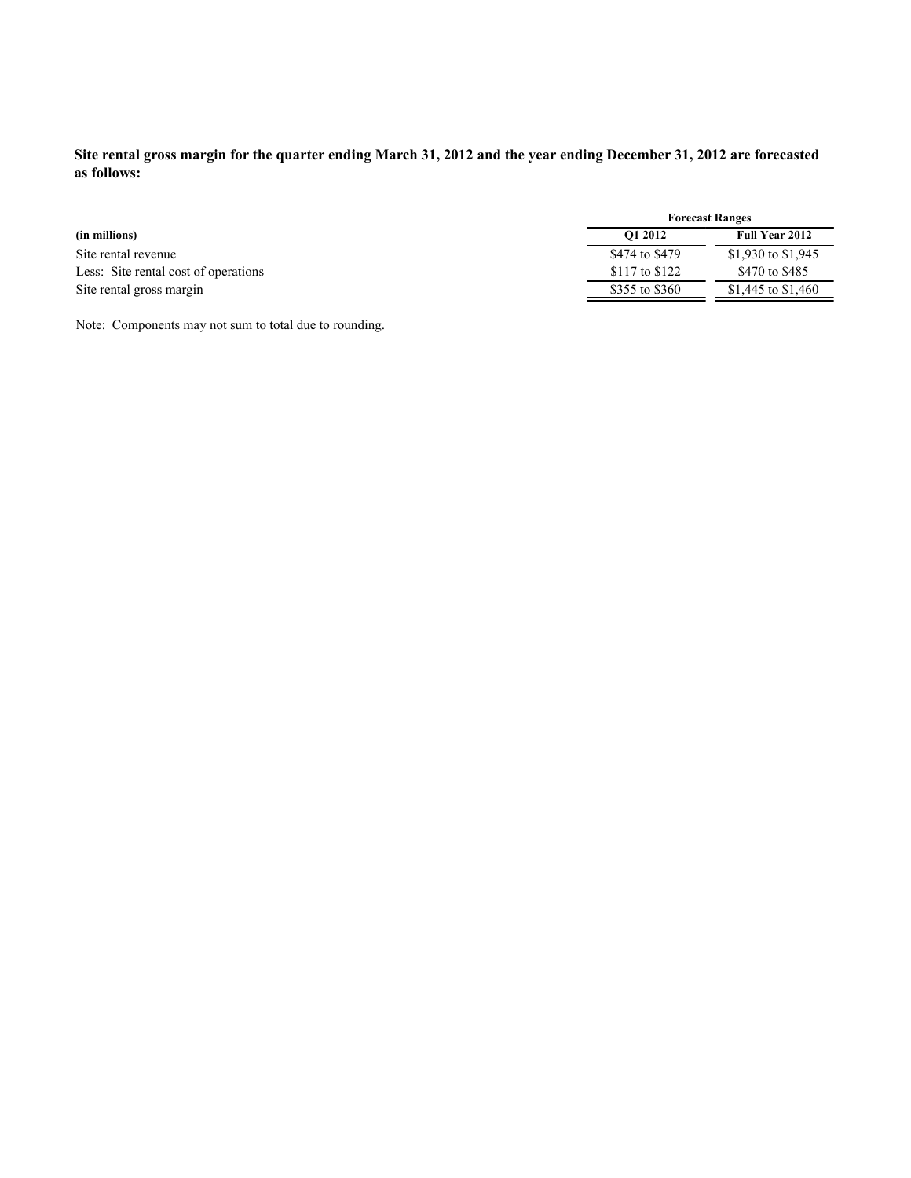**Site rental gross margin for the quarter ending March 31, 2012 and the year ending December 31, 2012 are forecasted as follows:**

| | Forecast Ranges | |
|---|---|---|
| **(in millions)** | **Q1 2012** | **Full Year 2012** |
| Site rental revenue | $474 to $479 | $1,930 to $1,945 |
| Less: Site rental cost of operations | $117 to $122 | $470 to $485 |
| Site rental gross margin | $355 to $360 | $1,445 to $1,460 |

Note: Components may not sum to total due to rounding.